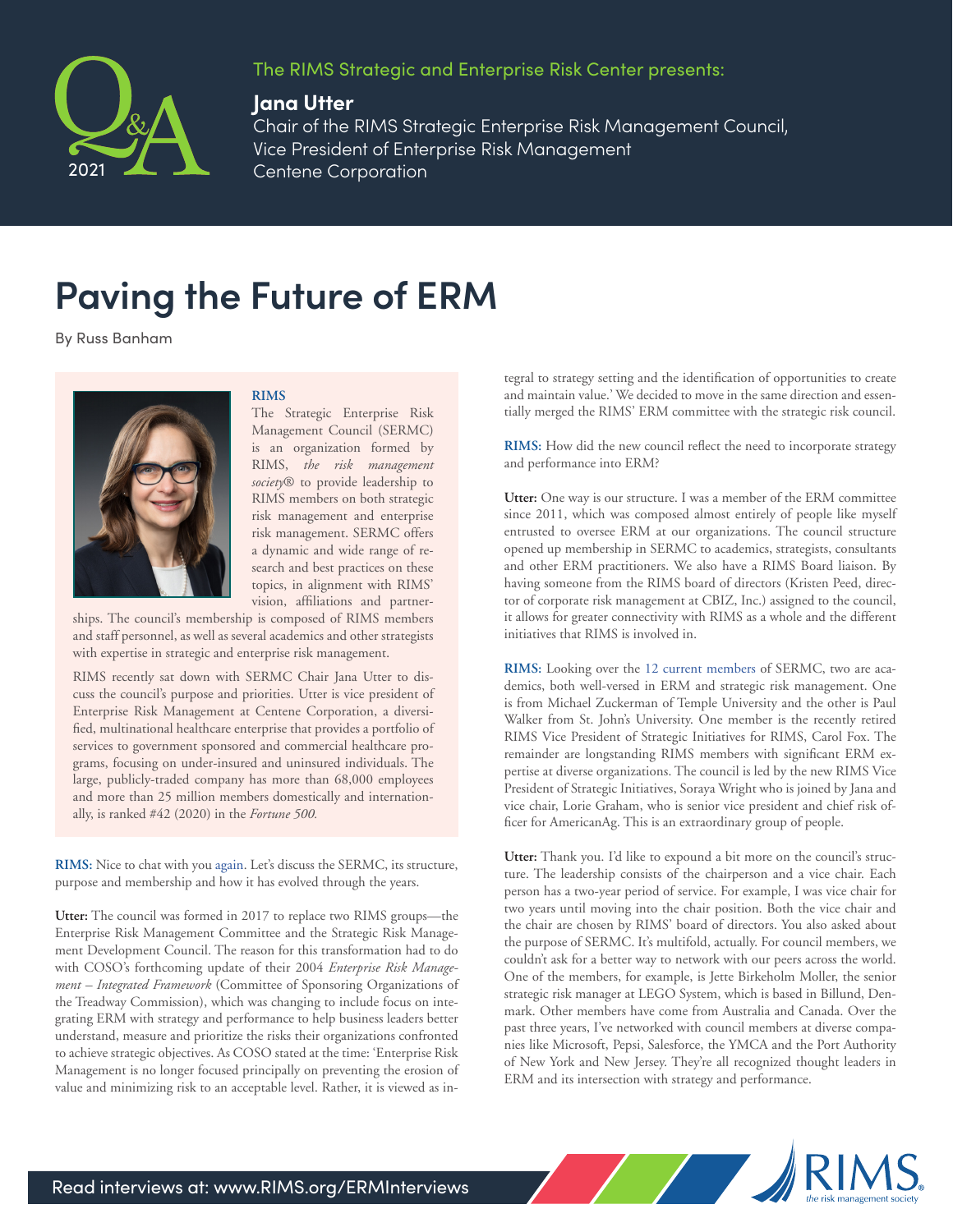The RIMS Strategic and Enterprise Risk Center presents:

**Jana Utter**
Chair of the RIMS Strategic Enterprise Risk Management Council,
Vice President of Enterprise Risk Management
Centene Corporation

Q&A 2021

# Paving the Future of ERM

By Russ Banham

**RIMS**

The Strategic Enterprise Risk Management Council (SERMC) is an organization formed by RIMS, *the risk management society*® to provide leadership to RIMS members on both strategic risk management and enterprise risk management. SERMC offers a dynamic and wide range of research and best practices on these topics, in alignment with RIMS' vision, affiliations and partnerships. The council's membership is composed of RIMS members and staff personnel, as well as several academics and other strategists with expertise in strategic and enterprise risk management.

RIMS recently sat down with SERMC Chair Jana Utter to discuss the council's purpose and priorities. Utter is vice president of Enterprise Risk Management at Centene Corporation, a diversified, multinational healthcare enterprise that provides a portfolio of services to government sponsored and commercial healthcare programs, focusing on under-insured and uninsured individuals. The large, publicly-traded company has more than 68,000 employees and more than 25 million members domestically and internationally, is ranked #42 (2020) in the *Fortune 500.*

**RIMS:** Nice to chat with you again. Let's discuss the SERMC, its structure, purpose and membership and how it has evolved through the years.

**Utter:** The council was formed in 2017 to replace two RIMS groups—the Enterprise Risk Management Committee and the Strategic Risk Management Development Council. The reason for this transformation had to do with COSO's forthcoming update of their 2004 *Enterprise Risk Management – Integrated Framework* (Committee of Sponsoring Organizations of the Treadway Commission), which was changing to include focus on integrating ERM with strategy and performance to help business leaders better understand, measure and prioritize the risks their organizations confronted to achieve strategic objectives. As COSO stated at the time: 'Enterprise Risk Management is no longer focused principally on preventing the erosion of value and minimizing risk to an acceptable level. Rather, it is viewed as integral to strategy setting and the identification of opportunities to create and maintain value.' We decided to move in the same direction and essentially merged the RIMS' ERM committee with the strategic risk council.

**RIMS:** How did the new council reflect the need to incorporate strategy and performance into ERM?

**Utter:** One way is our structure. I was a member of the ERM committee since 2011, which was composed almost entirely of people like myself entrusted to oversee ERM at our organizations. The council structure opened up membership in SERMC to academics, strategists, consultants and other ERM practitioners. We also have a RIMS Board liaison. By having someone from the RIMS board of directors (Kristen Peed, director of corporate risk management at CBIZ, Inc.) assigned to the council, it allows for greater connectivity with RIMS as a whole and the different initiatives that RIMS is involved in.

**RIMS:** Looking over the 12 current members of SERMC, two are academics, both well-versed in ERM and strategic risk management. One is from Michael Zuckerman of Temple University and the other is Paul Walker from St. John's University. One member is the recently retired RIMS Vice President of Strategic Initiatives for RIMS, Carol Fox. The remainder are longstanding RIMS members with significant ERM expertise at diverse organizations. The council is led by the new RIMS Vice President of Strategic Initiatives, Soraya Wright who is joined by Jana and vice chair, Lorie Graham, who is senior vice president and chief risk officer for AmericanAg. This is an extraordinary group of people.

**Utter:** Thank you. I'd like to expound a bit more on the council's structure. The leadership consists of the chairperson and a vice chair. Each person has a two-year period of service. For example, I was vice chair for two years until moving into the chair position. Both the vice chair and the chair are chosen by RIMS' board of directors. You also asked about the purpose of SERMC. It's multifold, actually. For council members, we couldn't ask for a better way to network with our peers across the world. One of the members, for example, is Jette Birkeholm Moller, the senior strategic risk manager at LEGO System, which is based in Billund, Denmark. Other members have come from Australia and Canada. Over the past three years, I've networked with council members at diverse companies like Microsoft, Pepsi, Salesforce, the YMCA and the Port Authority of New York and New Jersey. They're all recognized thought leaders in ERM and its intersection with strategy and performance.

Read interviews at: www.RIMS.org/ERMInterviews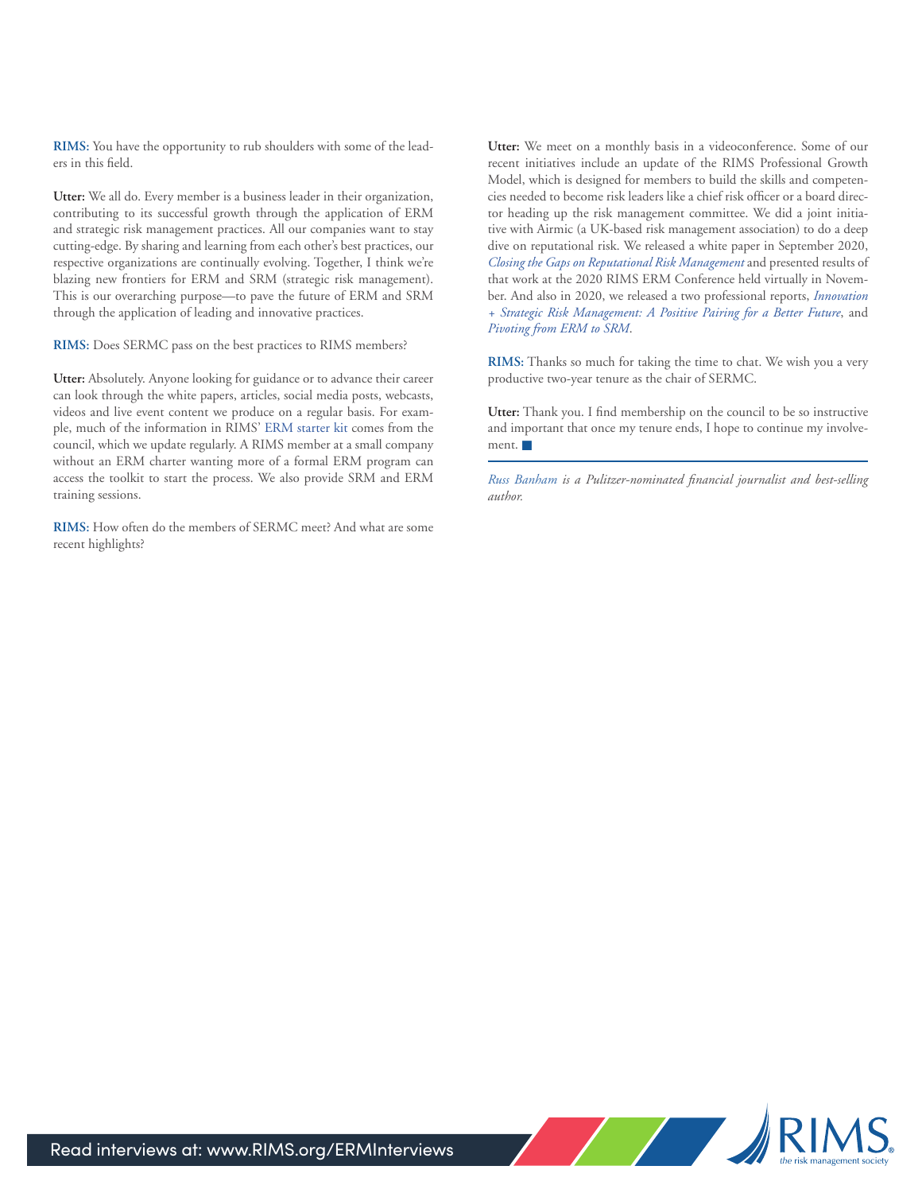**RIMS:** You have the opportunity to rub shoulders with some of the leaders in this field.

**Utter:** We all do. Every member is a business leader in their organization, contributing to its successful growth through the application of ERM and strategic risk management practices. All our companies want to stay cutting-edge. By sharing and learning from each other's best practices, our respective organizations are continually evolving. Together, I think we're blazing new frontiers for ERM and SRM (strategic risk management). This is our overarching purpose—to pave the future of ERM and SRM through the application of leading and innovative practices.

**RIMS:** Does SERMC pass on the best practices to RIMS members?

**Utter:** Absolutely. Anyone looking for guidance or to advance their career can look through the white papers, articles, social media posts, webcasts, videos and live event content we produce on a regular basis. For example, much of the information in RIMS' ERM starter kit comes from the council, which we update regularly. A RIMS member at a small company without an ERM charter wanting more of a formal ERM program can access the toolkit to start the process. We also provide SRM and ERM training sessions.

**RIMS:** How often do the members of SERMC meet? And what are some recent highlights?

**Utter:** We meet on a monthly basis in a videoconference. Some of our recent initiatives include an update of the RIMS Professional Growth Model, which is designed for members to build the skills and competencies needed to become risk leaders like a chief risk officer or a board director heading up the risk management committee. We did a joint initiative with Airmic (a UK-based risk management association) to do a deep dive on reputational risk. We released a white paper in September 2020, *Closing the Gaps on Reputational Risk Management* and presented results of that work at the 2020 RIMS ERM Conference held virtually in November. And also in 2020, we released a two professional reports, *Innovation + Strategic Risk Management: A Positive Pairing for a Better Future*, and *Pivoting from ERM to SRM*.

**RIMS:** Thanks so much for taking the time to chat. We wish you a very productive two-year tenure as the chair of SERMC.

**Utter:** Thank you. I find membership on the council to be so instructive and important that once my tenure ends, I hope to continue my involvement. ■

---

*Russ Banham is a Pulitzer-nominated financial journalist and best-selling author.*

Read interviews at: www.RIMS.org/ERMInterviews